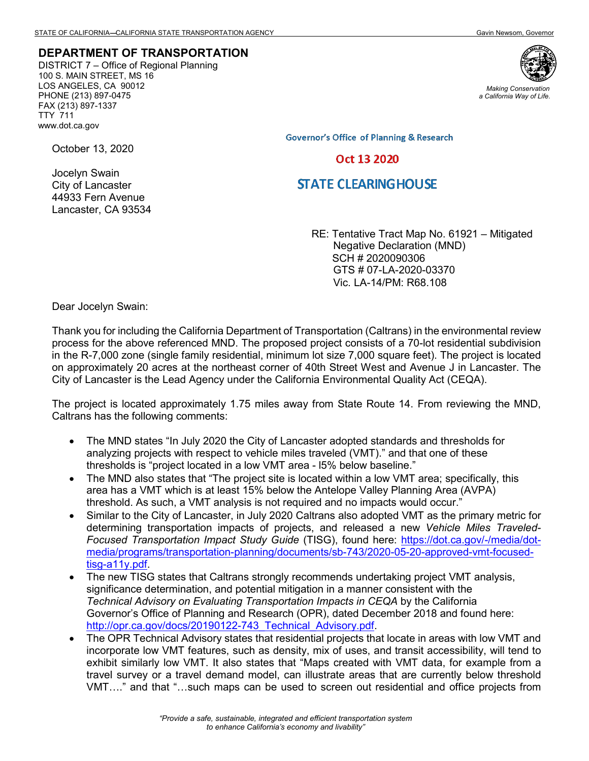STATE OF CALIFORNIA—CALIFORNIA STATE TRANSPORTATION AGENCY Gavin Newsom, Governor

**DEPARTMENT OF TRANSPORTATION**
DISTRICT 7 – Office of Regional Planning
100 S. MAIN STREET, MS 16
LOS ANGELES, CA 90012
PHONE (213) 897-0475
FAX (213) 897-1337
TTY 711
www.dot.ca.gov

*Making Conservation a California Way of Life.*

Governor's Office of Planning & Research

Oct 13 2020

STATE CLEARINGHOUSE

October 13, 2020

Jocelyn Swain
City of Lancaster
44933 Fern Avenue
Lancaster, CA 93534

RE: Tentative Tract Map No. 61921 – Mitigated Negative Declaration (MND)
SCH # 2020090306
GTS # 07-LA-2020-03370
Vic. LA-14/PM: R68.108

Dear Jocelyn Swain:

Thank you for including the California Department of Transportation (Caltrans) in the environmental review process for the above referenced MND. The proposed project consists of a 70-lot residential subdivision in the R-7,000 zone (single family residential, minimum lot size 7,000 square feet). The project is located on approximately 20 acres at the northeast corner of 40th Street West and Avenue J in Lancaster. The City of Lancaster is the Lead Agency under the California Environmental Quality Act (CEQA).

The project is located approximately 1.75 miles away from State Route 14. From reviewing the MND, Caltrans has the following comments:

- The MND states "In July 2020 the City of Lancaster adopted standards and thresholds for analyzing projects with respect to vehicle miles traveled (VMT)." and that one of these thresholds is "project located in a low VMT area - l5% below baseline."
- The MND also states that "The project site is located within a low VMT area; specifically, this area has a VMT which is at least 15% below the Antelope Valley Planning Area (AVPA) threshold. As such, a VMT analysis is not required and no impacts would occur."
- Similar to the City of Lancaster, in July 2020 Caltrans also adopted VMT as the primary metric for determining transportation impacts of projects, and released a new *Vehicle Miles Traveled-Focused Transportation Impact Study Guide* (TISG), found here: https://dot.ca.gov/-/media/dot-media/programs/transportation-planning/documents/sb-743/2020-05-20-approved-vmt-focused-tisg-a11y.pdf.
- The new TISG states that Caltrans strongly recommends undertaking project VMT analysis, significance determination, and potential mitigation in a manner consistent with the *Technical Advisory on Evaluating Transportation Impacts in CEQA* by the California Governor's Office of Planning and Research (OPR), dated December 2018 and found here: http://opr.ca.gov/docs/20190122-743_Technical_Advisory.pdf.
- The OPR Technical Advisory states that residential projects that locate in areas with low VMT and incorporate low VMT features, such as density, mix of uses, and transit accessibility, will tend to exhibit similarly low VMT. It also states that "Maps created with VMT data, for example from a travel survey or a travel demand model, can illustrate areas that are currently below threshold VMT…." and that "…such maps can be used to screen out residential and office projects from

*"Provide a safe, sustainable, integrated and efficient transportation system to enhance California's economy and livability"*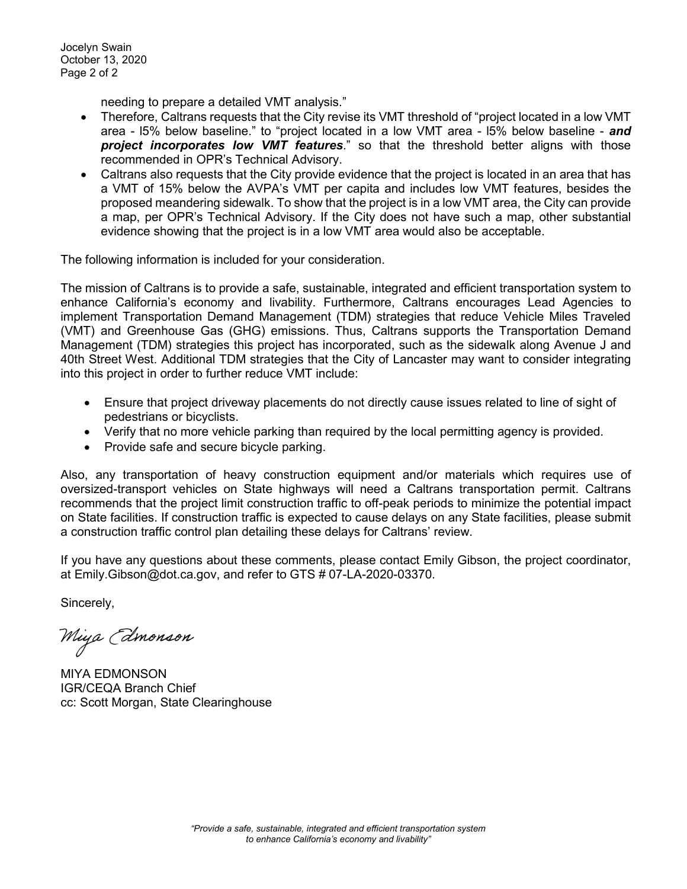needing to prepare a detailed VMT analysis."

- Therefore, Caltrans requests that the City revise its VMT threshold of "project located in a low VMT area - l5% below baseline." to "project located in a low VMT area - l5% below baseline - ***and project incorporates low VMT features***." so that the threshold better aligns with those recommended in OPR's Technical Advisory.
- Caltrans also requests that the City provide evidence that the project is located in an area that has a VMT of 15% below the AVPA's VMT per capita and includes low VMT features, besides the proposed meandering sidewalk. To show that the project is in a low VMT area, the City can provide a map, per OPR's Technical Advisory. If the City does not have such a map, other substantial evidence showing that the project is in a low VMT area would also be acceptable.

The following information is included for your consideration.

The mission of Caltrans is to provide a safe, sustainable, integrated and efficient transportation system to enhance California's economy and livability. Furthermore, Caltrans encourages Lead Agencies to implement Transportation Demand Management (TDM) strategies that reduce Vehicle Miles Traveled (VMT) and Greenhouse Gas (GHG) emissions. Thus, Caltrans supports the Transportation Demand Management (TDM) strategies this project has incorporated, such as the sidewalk along Avenue J and 40th Street West. Additional TDM strategies that the City of Lancaster may want to consider integrating into this project in order to further reduce VMT include:

- Ensure that project driveway placements do not directly cause issues related to line of sight of pedestrians or bicyclists.
- Verify that no more vehicle parking than required by the local permitting agency is provided.
- Provide safe and secure bicycle parking.

Also, any transportation of heavy construction equipment and/or materials which requires use of oversized-transport vehicles on State highways will need a Caltrans transportation permit. Caltrans recommends that the project limit construction traffic to off-peak periods to minimize the potential impact on State facilities. If construction traffic is expected to cause delays on any State facilities, please submit a construction traffic control plan detailing these delays for Caltrans' review.

If you have any questions about these comments, please contact Emily Gibson, the project coordinator, at Emily.Gibson@dot.ca.gov, and refer to GTS # 07-LA-2020-03370.

Sincerely,

*Miya Edmonson*

MIYA EDMONSON
IGR/CEQA Branch Chief
cc: Scott Morgan, State Clearinghouse

*"Provide a safe, sustainable, integrated and efficient transportation system to enhance California's economy and livability"*